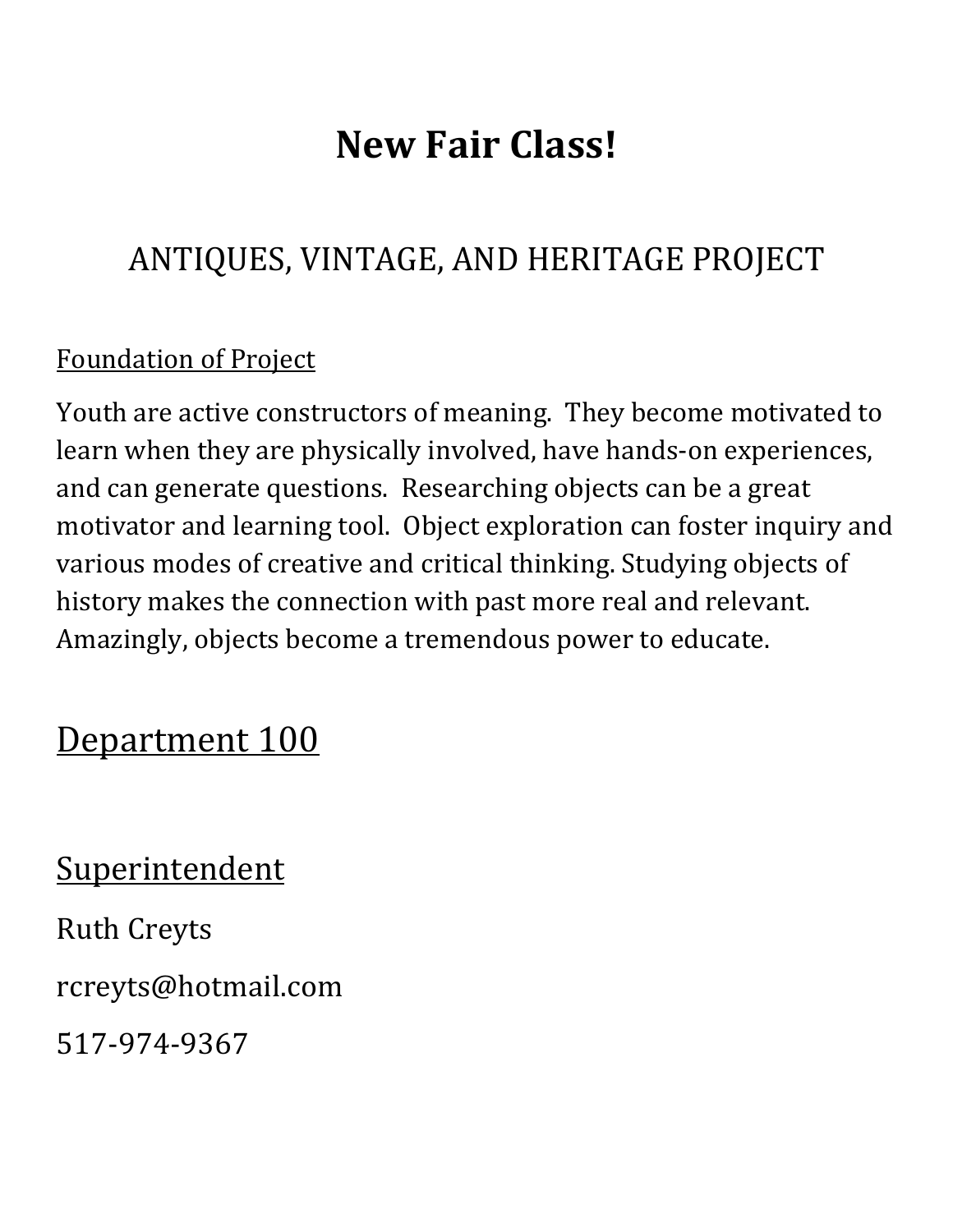# New Fair Class!

## ANTIQUES, VINTAGE, AND HERITAGE PROJECT

<u>Foundation of Project</u>

Youth are active constructors of meaning. They become motivated to learn when they are physically involved, have hands-on experiences, and can generate questions. Researching objects can be a great motivator and learning tool. Object exploration can foster inquiry and various modes of creative and critical thinking. Studying objects of history makes the connection with past more real and relevant. Amazingly, objects become a tremendous power to educate.

## <u>Department 100</u>

## <u>Superintendent</u>

Ruth Creyts

rcreyts@hotmail.com

517-974-9367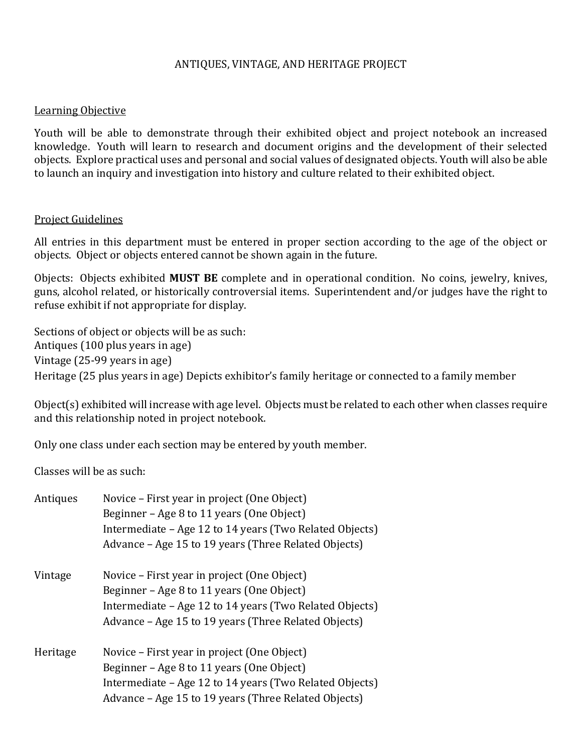# ANTIQUES, VINTAGE, AND HERITAGE PROJECT

## Learning Objective

Youth will be able to demonstrate through their exhibited object and project notebook an increased knowledge. Youth will learn to research and document origins and the development of their selected objects. Explore practical uses and personal and social values of designated objects. Youth will also be able to launch an inquiry and investigation into history and culture related to their exhibited object.

## Project Guidelines

All entries in this department must be entered in proper section according to the age of the object or objects. Object or objects entered cannot be shown again in the future.

Objects: Objects exhibited **MUST BE** complete and in operational condition. No coins, jewelry, knives, guns, alcohol related, or historically controversial items. Superintendent and/or judges have the right to refuse exhibit if not appropriate for display.

Sections of object or objects will be as such:
Antiques (100 plus years in age)
Vintage (25-99 years in age)
Heritage (25 plus years in age) Depicts exhibitor's family heritage or connected to a family member

Object(s) exhibited will increase with age level. Objects must be related to each other when classes require and this relationship noted in project notebook.

Only one class under each section may be entered by youth member.

Classes will be as such:

Antiques
- Novice – First year in project (One Object)
- Beginner – Age 8 to 11 years (One Object)
- Intermediate – Age 12 to 14 years (Two Related Objects)
- Advance – Age 15 to 19 years (Three Related Objects)

Vintage
- Novice – First year in project (One Object)
- Beginner – Age 8 to 11 years (One Object)
- Intermediate – Age 12 to 14 years (Two Related Objects)
- Advance – Age 15 to 19 years (Three Related Objects)

Heritage
- Novice – First year in project (One Object)
- Beginner – Age 8 to 11 years (One Object)
- Intermediate – Age 12 to 14 years (Two Related Objects)
- Advance – Age 15 to 19 years (Three Related Objects)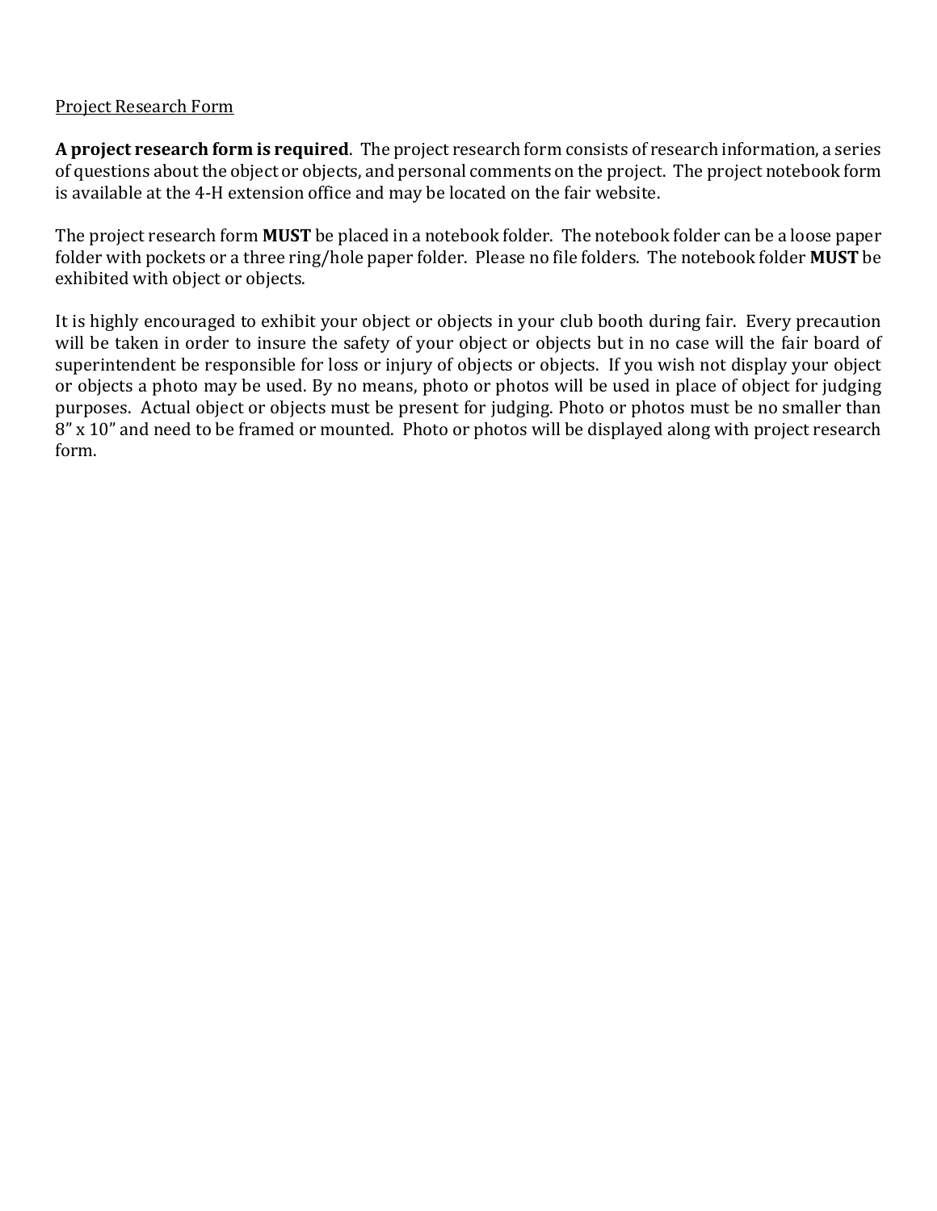<u>Project Research Form</u>

**A project research form is required**. The project research form consists of research information, a series of questions about the object or objects, and personal comments on the project. The project notebook form is available at the 4-H extension office and may be located on the fair website.

The project research form **MUST** be placed in a notebook folder. The notebook folder can be a loose paper folder with pockets or a three ring/hole paper folder. Please no file folders. The notebook folder **MUST** be exhibited with object or objects.

It is highly encouraged to exhibit your object or objects in your club booth during fair. Every precaution will be taken in order to insure the safety of your object or objects but in no case will the fair board of superintendent be responsible for loss or injury of objects or objects. If you wish not display your object or objects a photo may be used. By no means, photo or photos will be used in place of object for judging purposes. Actual object or objects must be present for judging. Photo or photos must be no smaller than 8" x 10" and need to be framed or mounted. Photo or photos will be displayed along with project research form.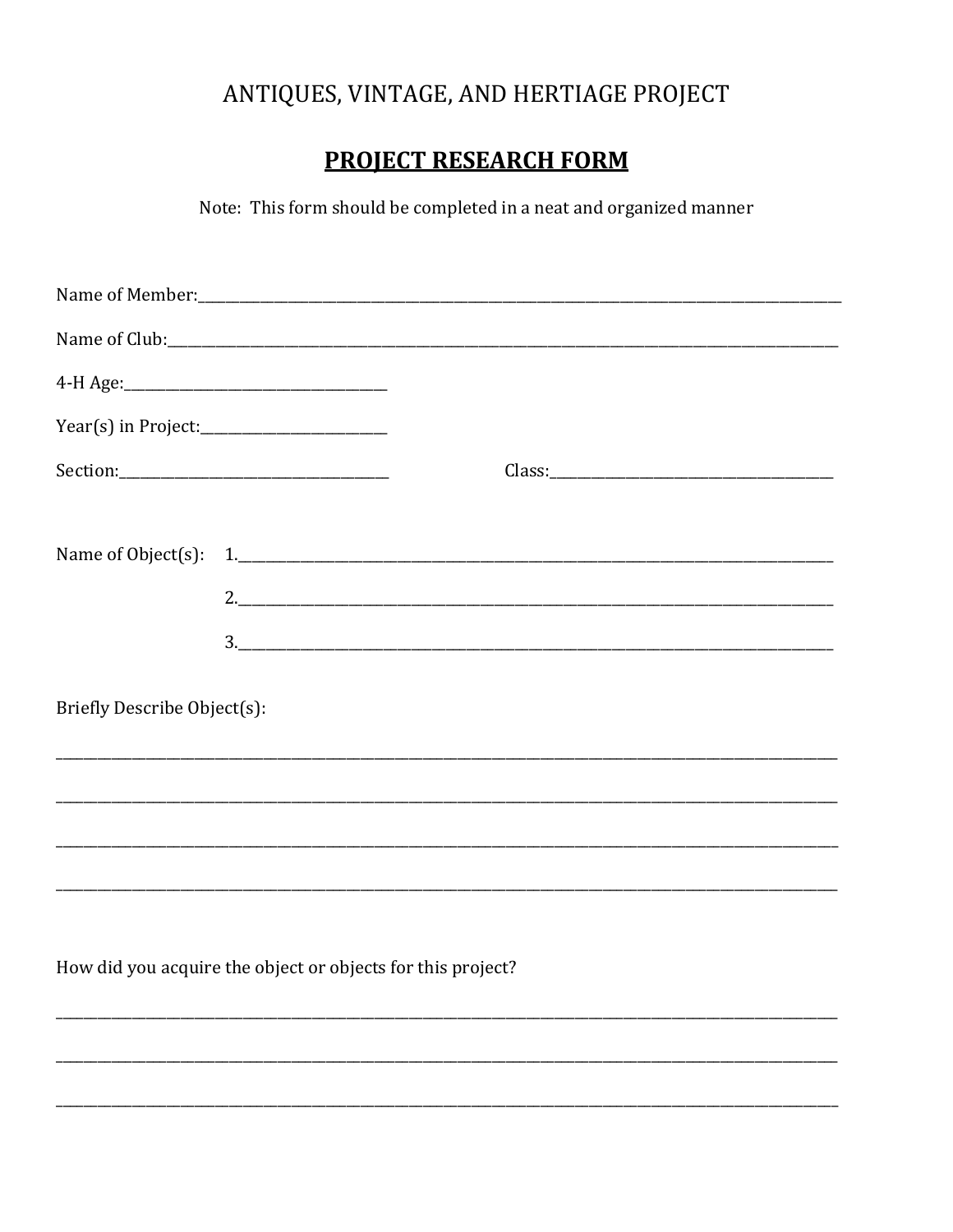# ANTIQUES, VINTAGE, AND HERTIAGE PROJECT

## PROJECT RESEARCH FORM

Note: This form should be completed in a neat and organized manner

Name of Member:\_\_\_\_\_\_\_\_\_\_\_\_\_\_\_\_\_\_\_\_\_\_\_\_\_\_\_\_\_\_\_\_\_\_\_\_\_\_\_\_\_\_\_\_\_\_\_\_\_\_\_\_\_\_\_\_\_\_\_\_\_\_\_\_\_\_\_\_\_\_

Name of Club:\_\_\_\_\_\_\_\_\_\_\_\_\_\_\_\_\_\_\_\_\_\_\_\_\_\_\_\_\_\_\_\_\_\_\_\_\_\_\_\_\_\_\_\_\_\_\_\_\_\_\_\_\_\_\_\_\_\_\_\_\_\_\_\_\_\_\_\_\_\_\_

4-H Age:\_\_\_\_\_\_\_\_\_\_\_\_\_\_\_\_\_\_\_\_\_\_\_\_\_\_\_\_

Year(s) in Project:\_\_\_\_\_\_\_\_\_\_\_\_\_\_\_\_\_\_\_\_

Section:\_\_\_\_\_\_\_\_\_\_\_\_\_\_\_\_\_\_\_\_\_\_\_\_\_\_\_\_\_\_ Class:\_\_\_\_\_\_\_\_\_\_\_\_\_\_\_\_\_\_\_\_\_\_\_\_\_\_\_\_\_\_

Name of Object(s):

1.\_\_\_\_\_\_\_\_\_\_\_\_\_\_\_\_\_\_\_\_\_\_\_\_\_\_\_\_\_\_\_\_\_\_\_\_\_\_\_\_\_\_\_\_\_\_\_\_\_\_\_\_\_\_\_\_\_\_\_\_\_\_\_\_

2.\_\_\_\_\_\_\_\_\_\_\_\_\_\_\_\_\_\_\_\_\_\_\_\_\_\_\_\_\_\_\_\_\_\_\_\_\_\_\_\_\_\_\_\_\_\_\_\_\_\_\_\_\_\_\_\_\_\_\_\_\_\_\_\_

3.\_\_\_\_\_\_\_\_\_\_\_\_\_\_\_\_\_\_\_\_\_\_\_\_\_\_\_\_\_\_\_\_\_\_\_\_\_\_\_\_\_\_\_\_\_\_\_\_\_\_\_\_\_\_\_\_\_\_\_\_\_\_\_\_

Briefly Describe Object(s):

\_\_\_\_\_\_\_\_\_\_\_\_\_\_\_\_\_\_\_\_\_\_\_\_\_\_\_\_\_\_\_\_\_\_\_\_\_\_\_\_\_\_\_\_\_\_\_\_\_\_\_\_\_\_\_\_\_\_\_\_\_\_\_\_\_\_\_\_\_\_\_\_\_\_\_\_\_\_\_\_

\_\_\_\_\_\_\_\_\_\_\_\_\_\_\_\_\_\_\_\_\_\_\_\_\_\_\_\_\_\_\_\_\_\_\_\_\_\_\_\_\_\_\_\_\_\_\_\_\_\_\_\_\_\_\_\_\_\_\_\_\_\_\_\_\_\_\_\_\_\_\_\_\_\_\_\_\_\_\_\_

\_\_\_\_\_\_\_\_\_\_\_\_\_\_\_\_\_\_\_\_\_\_\_\_\_\_\_\_\_\_\_\_\_\_\_\_\_\_\_\_\_\_\_\_\_\_\_\_\_\_\_\_\_\_\_\_\_\_\_\_\_\_\_\_\_\_\_\_\_\_\_\_\_\_\_\_\_\_\_\_

\_\_\_\_\_\_\_\_\_\_\_\_\_\_\_\_\_\_\_\_\_\_\_\_\_\_\_\_\_\_\_\_\_\_\_\_\_\_\_\_\_\_\_\_\_\_\_\_\_\_\_\_\_\_\_\_\_\_\_\_\_\_\_\_\_\_\_\_\_\_\_\_\_\_\_\_\_\_\_\_

How did you acquire the object or objects for this project?

\_\_\_\_\_\_\_\_\_\_\_\_\_\_\_\_\_\_\_\_\_\_\_\_\_\_\_\_\_\_\_\_\_\_\_\_\_\_\_\_\_\_\_\_\_\_\_\_\_\_\_\_\_\_\_\_\_\_\_\_\_\_\_\_\_\_\_\_\_\_\_\_\_\_\_\_\_\_\_\_

\_\_\_\_\_\_\_\_\_\_\_\_\_\_\_\_\_\_\_\_\_\_\_\_\_\_\_\_\_\_\_\_\_\_\_\_\_\_\_\_\_\_\_\_\_\_\_\_\_\_\_\_\_\_\_\_\_\_\_\_\_\_\_\_\_\_\_\_\_\_\_\_\_\_\_\_\_\_\_\_

\_\_\_\_\_\_\_\_\_\_\_\_\_\_\_\_\_\_\_\_\_\_\_\_\_\_\_\_\_\_\_\_\_\_\_\_\_\_\_\_\_\_\_\_\_\_\_\_\_\_\_\_\_\_\_\_\_\_\_\_\_\_\_\_\_\_\_\_\_\_\_\_\_\_\_\_\_\_\_\_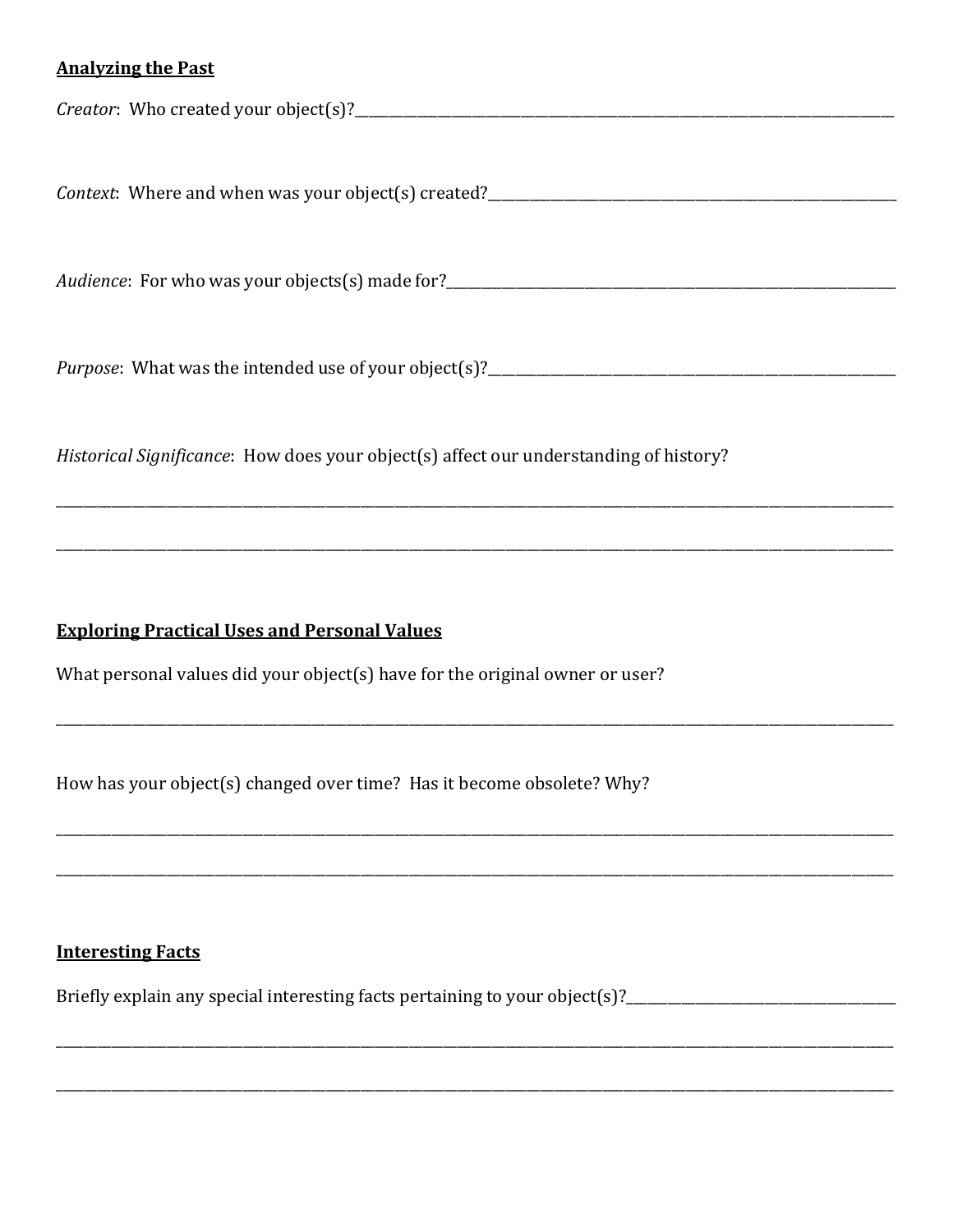**Analyzing the Past**

*Creator*: Who created your object(s)?______________________________________________

*Context*: Where and when was your object(s) created?______________________________________

*Audience*: For who was your objects(s) made for?_________________________________________

*Purpose*: What was the intended use of your object(s)?_____________________________________

*Historical Significance*: How does your object(s) affect our understanding of history?

______________________________________________________________________________

______________________________________________________________________________

**Exploring Practical Uses and Personal Values**

What personal values did your object(s) have for the original owner or user?

______________________________________________________________________________

How has your object(s) changed over time? Has it become obsolete? Why?

______________________________________________________________________________

______________________________________________________________________________

**Interesting Facts**

Briefly explain any special interesting facts pertaining to your object(s)?_________________________

______________________________________________________________________________

______________________________________________________________________________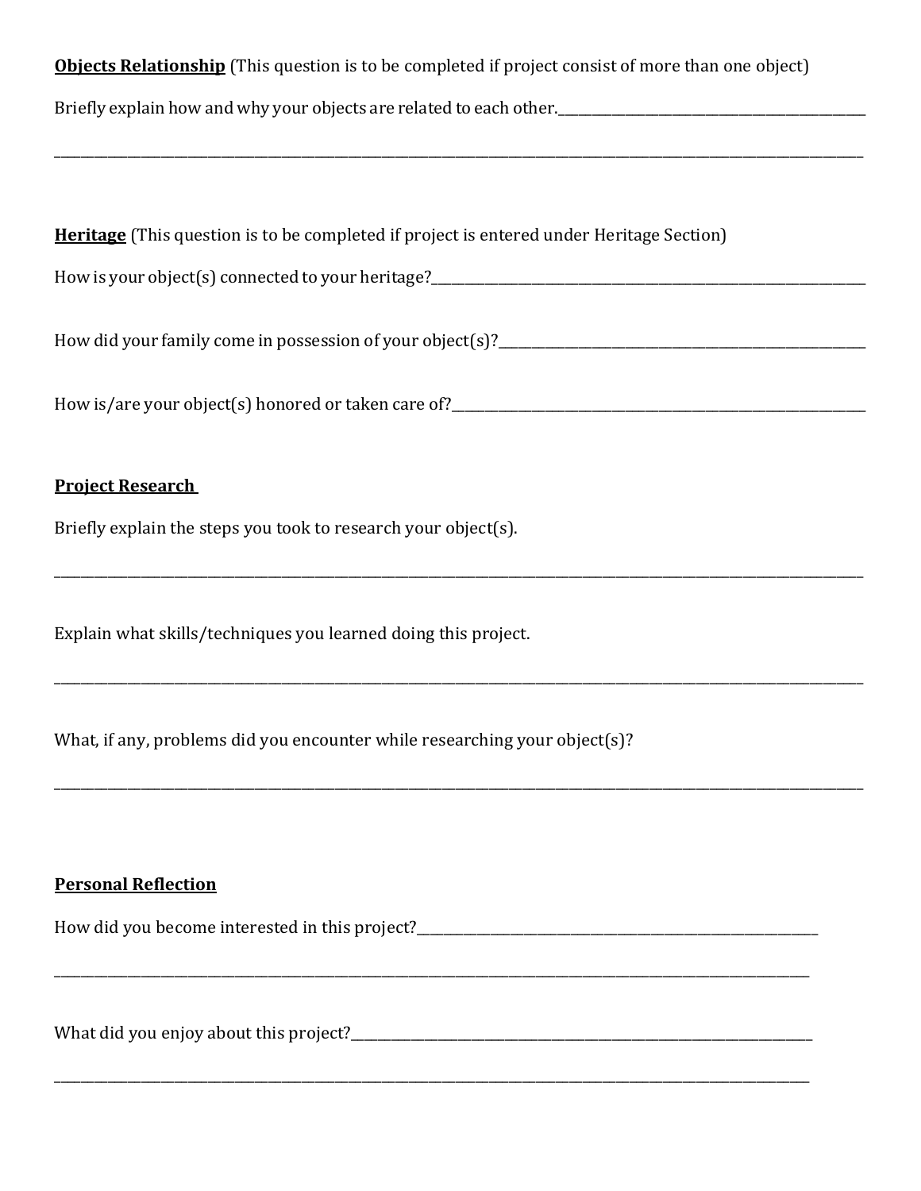**Objects Relationship** (This question is to be completed if project consist of more than one object)

Briefly explain how and why your objects are related to each other.____________________________________________

______________________________________________________________________________________________________________

**Heritage** (This question is to be completed if project is entered under Heritage Section)

How is your object(s) connected to your heritage?______________________________________________________________

How did your family come in possession of your object(s)?_____________________________________________________

How is/are your object(s) honored or taken care of?____________________________________________________________

**Project Research**

Briefly explain the steps you took to research your object(s).

______________________________________________________________________________________________________________

Explain what skills/techniques you learned doing this project.

______________________________________________________________________________________________________________

What, if any, problems did you encounter while researching your object(s)?

______________________________________________________________________________________________________________

**Personal Reflection**

How did you become interested in this project?__________________________________________________________

__________________________________________________________________________________________________________

What did you enjoy about this project?__________________________________________________________________

__________________________________________________________________________________________________________